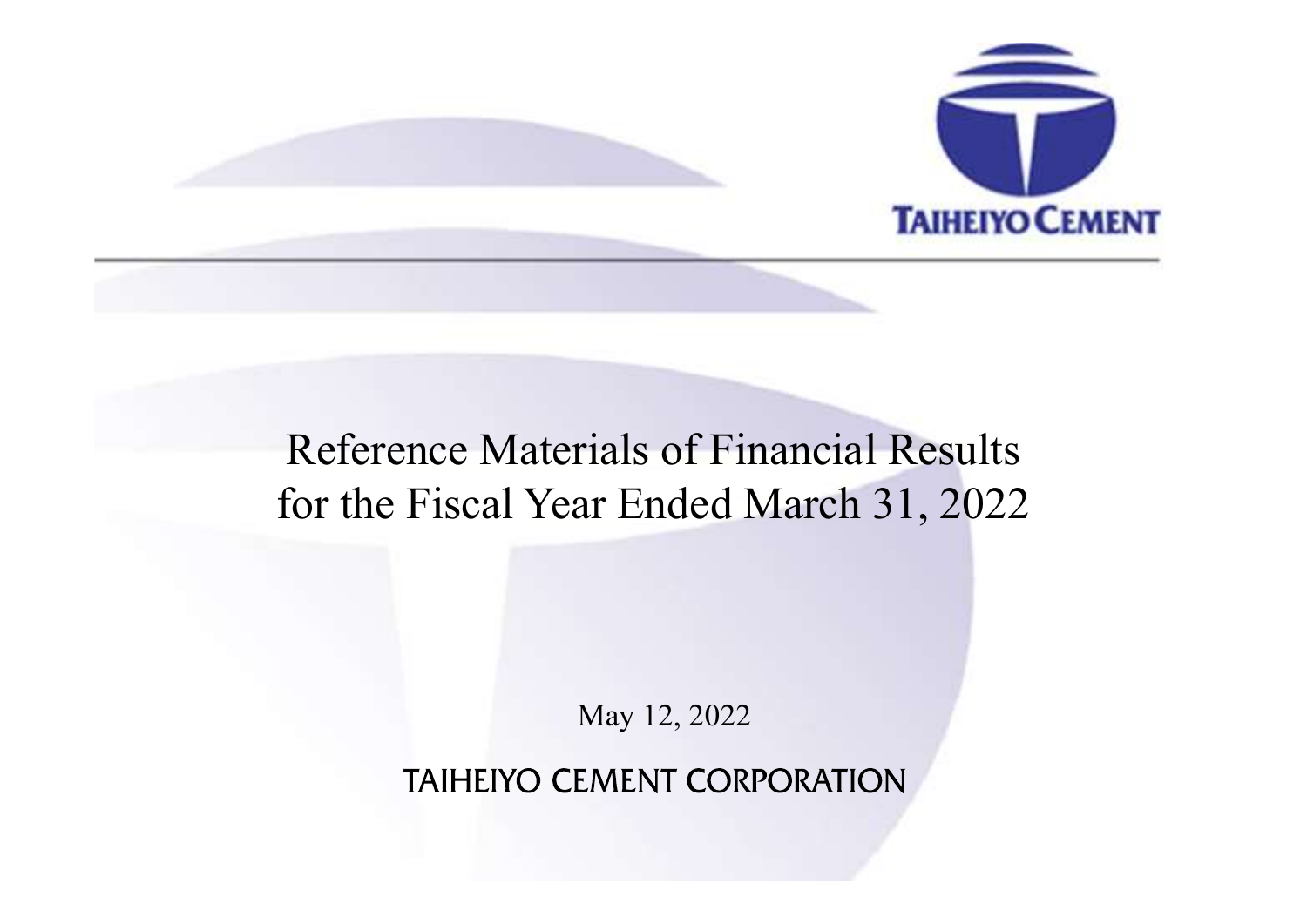TAIHEIYO CEMENT

# Reference Materials of Financial Results for the Fiscal Year Ended March 31, 2022

May 12, 2022

TAIHEIYO CEMENT CORPORATION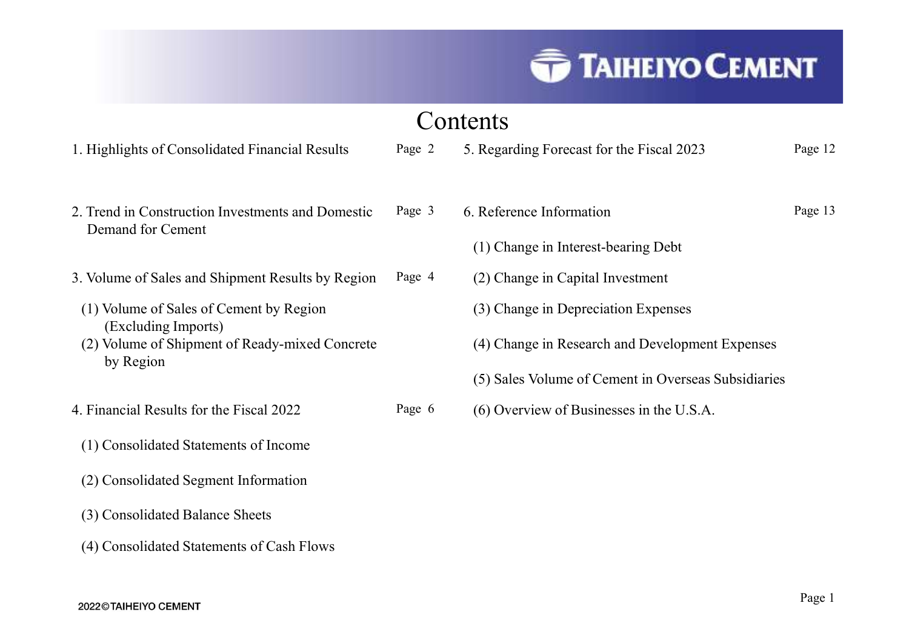# Contents

1. Highlights of Consolidated Financial Results — Page 2

2. Trend in Construction Investments and Domestic Demand for Cement — Page 3

3. Volume of Sales and Shipment Results by Region — Page 4
   - (1) Volume of Sales of Cement by Region (Excluding Imports)
   - (2) Volume of Shipment of Ready-mixed Concrete by Region

4. Financial Results for the Fiscal 2022 — Page 6
   - (1) Consolidated Statements of Income
   - (2) Consolidated Segment Information
   - (3) Consolidated Balance Sheets
   - (4) Consolidated Statements of Cash Flows

5. Regarding Forecast for the Fiscal 2023 — Page 12

6. Reference Information — Page 13
   - (1) Change in Interest-bearing Debt
   - (2) Change in Capital Investment
   - (3) Change in Depreciation Expenses
   - (4) Change in Research and Development Expenses
   - (5) Sales Volume of Cement in Overseas Subsidiaries
   - (6) Overview of Businesses in the U.S.A.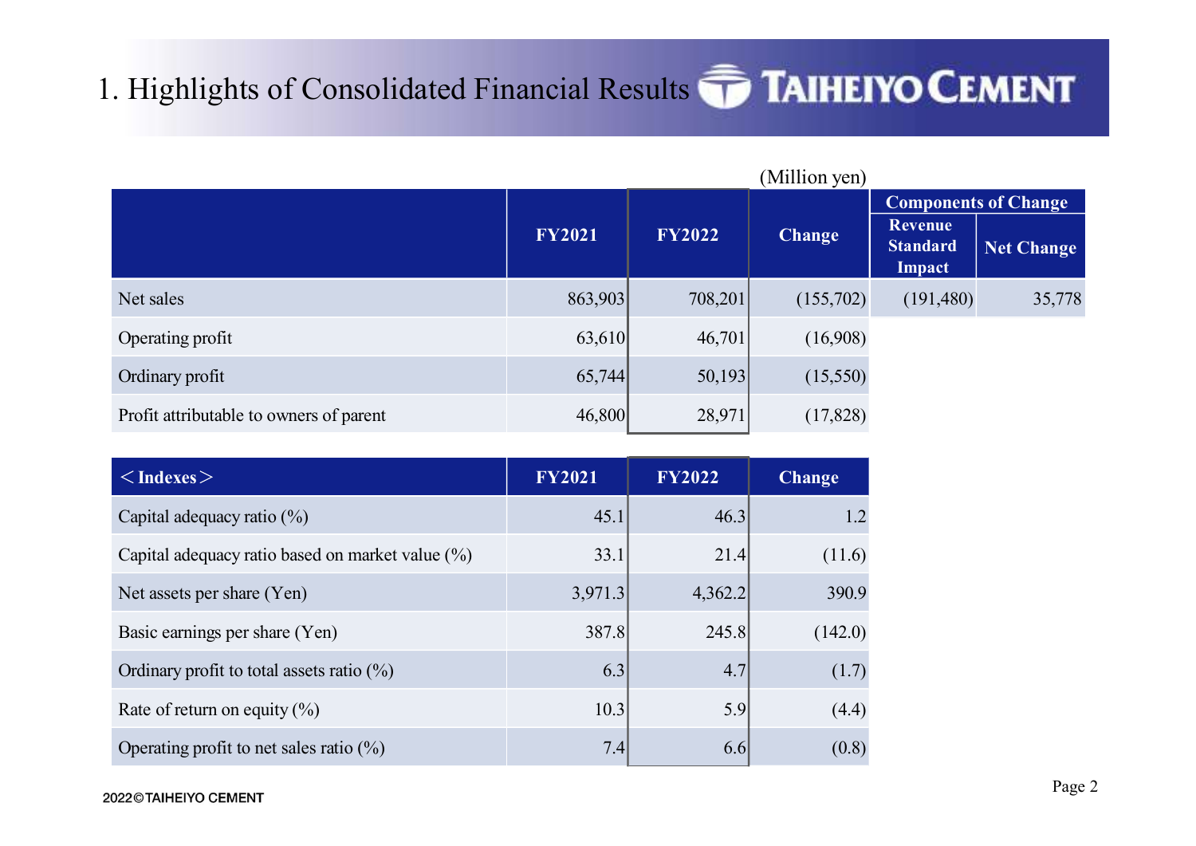# 1. Highlights of Consolidated Financial Results

(Million yen)

| | FY2021 | FY2022 | Change | Components of Change | |
|---|---|---|---|---|---|
| | | | | Revenue Standard Impact | Net Change |
| Net sales | 863,903 | 708,201 | (155,702) | (191,480) | 35,778 |
| Operating profit | 63,610 | 46,701 | (16,908) | | |
| Ordinary profit | 65,744 | 50,193 | (15,550) | | |
| Profit attributable to owners of parent | 46,800 | 28,971 | (17,828) | | |

| ＜Indexes＞ | FY2021 | FY2022 | Change |
|---|---|---|---|
| Capital adequacy ratio (%) | 45.1 | 46.3 | 1.2 |
| Capital adequacy ratio based on market value (%) | 33.1 | 21.4 | (11.6) |
| Net assets per share (Yen) | 3,971.3 | 4,362.2 | 390.9 |
| Basic earnings per share (Yen) | 387.8 | 245.8 | (142.0) |
| Ordinary profit to total assets ratio (%) | 6.3 | 4.7 | (1.7) |
| Rate of return on equity (%) | 10.3 | 5.9 | (4.4) |
| Operating profit to net sales ratio (%) | 7.4 | 6.6 | (0.8) |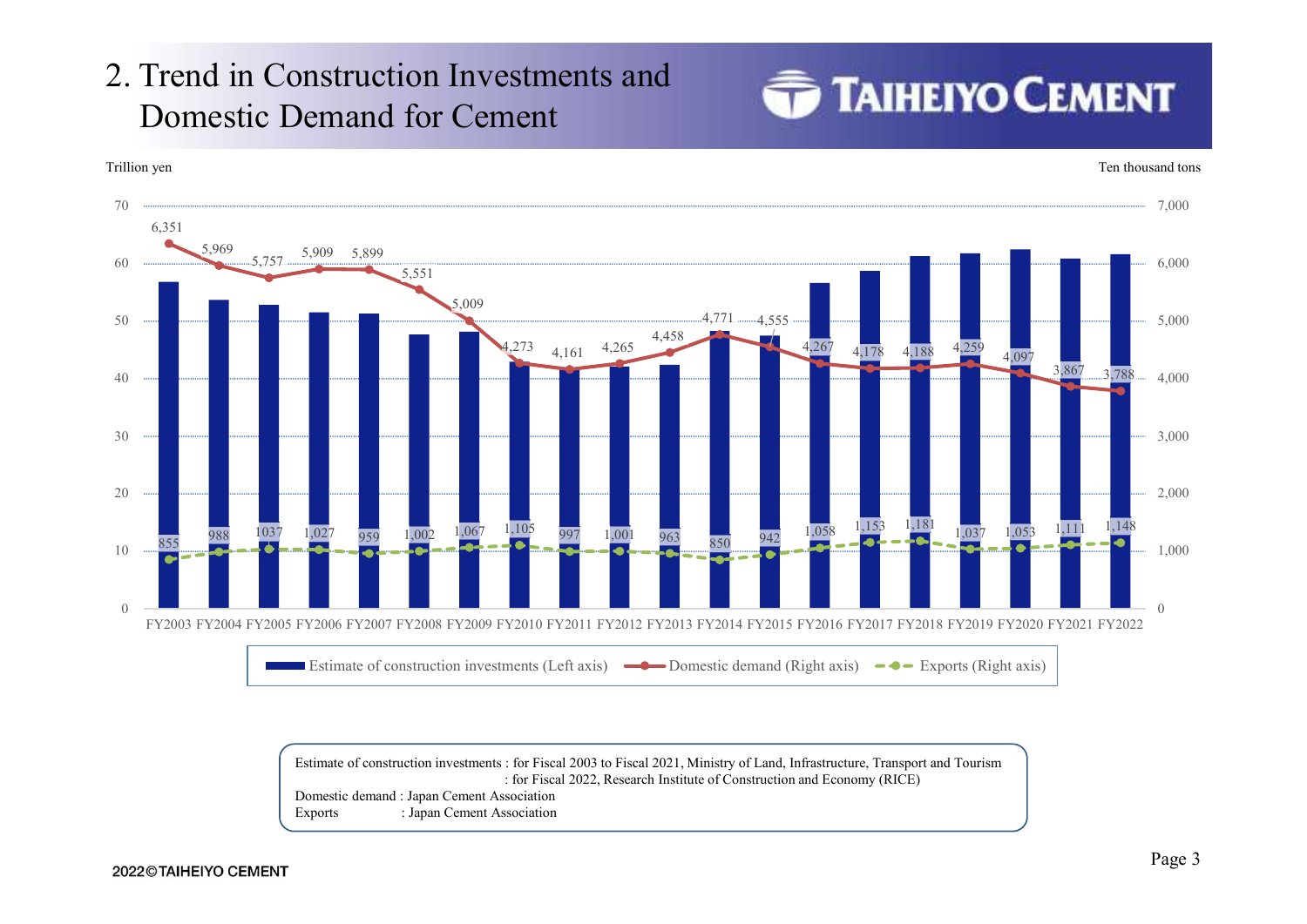# 2. Trend in Construction Investments and Domestic Demand for Cement

TAIHEIYO CEMENT

Trillion yen | Ten thousand tons

| | FY2003 | FY2004 | FY2005 | FY2006 | FY2007 | FY2008 | FY2009 | FY2010 | FY2011 | FY2012 | FY2013 | FY2014 | FY2015 | FY2016 | FY2017 | FY2018 | FY2019 | FY2020 | FY2021 | FY2022 |
|---|---|---|---|---|---|---|---|---|---|---|---|---|---|---|---|---|---|---|---|---|
| Domestic demand (Right axis) | 6,351 | 5,969 | 5,757 | 5,909 | 5,899 | 5,551 | 5,009 | 4,273 | 4,161 | 4,265 | 4,458 | 4,771 | 4,555 | 4,267 | 4,178 | 4,188 | 4,259 | 4,097 | 3,867 | 3,788 |
| Exports (Right axis) | 855 | 988 | 1037 | 1,027 | 959 | 1,002 | 1,067 | 1,105 | 997 | 1,001 | 963 | 850 | 942 | 1,058 | 1,153 | 1,181 | 1,037 | 1,053 | 1,111 | 1,148 |

Estimate of construction investments (Left axis) — Domestic demand (Right axis) — Exports (Right axis)

Estimate of construction investments : for Fiscal 2003 to Fiscal 2021, Ministry of Land, Infrastructure, Transport and Tourism
: for Fiscal 2022, Research Institute of Construction and Economy (RICE)
Domestic demand : Japan Cement Association
Exports : Japan Cement Association

2022©TAIHEIYO CEMENT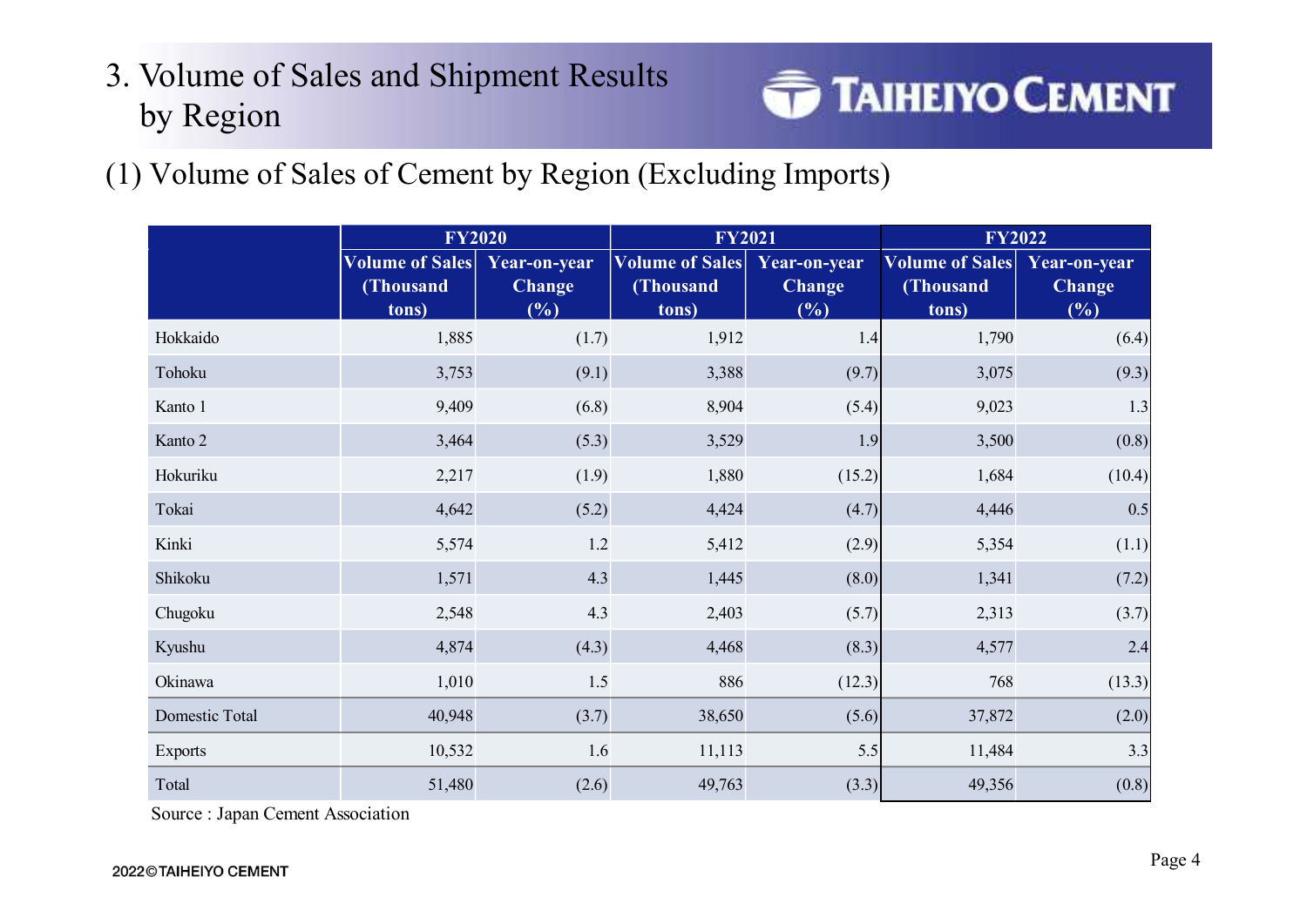# 3. Volume of Sales and Shipment Results by Region

## (1) Volume of Sales of Cement by Region (Excluding Imports)

| | FY2020 | | FY2021 | | FY2022 | |
|---|---|---|---|---|---|---|
| | Volume of Sales (Thousand tons) | Year-on-year Change (%) | Volume of Sales (Thousand tons) | Year-on-year Change (%) | Volume of Sales (Thousand tons) | Year-on-year Change (%) |
| Hokkaido | 1,885 | (1.7) | 1,912 | 1.4 | 1,790 | (6.4) |
| Tohoku | 3,753 | (9.1) | 3,388 | (9.7) | 3,075 | (9.3) |
| Kanto 1 | 9,409 | (6.8) | 8,904 | (5.4) | 9,023 | 1.3 |
| Kanto 2 | 3,464 | (5.3) | 3,529 | 1.9 | 3,500 | (0.8) |
| Hokuriku | 2,217 | (1.9) | 1,880 | (15.2) | 1,684 | (10.4) |
| Tokai | 4,642 | (5.2) | 4,424 | (4.7) | 4,446 | 0.5 |
| Kinki | 5,574 | 1.2 | 5,412 | (2.9) | 5,354 | (1.1) |
| Shikoku | 1,571 | 4.3 | 1,445 | (8.0) | 1,341 | (7.2) |
| Chugoku | 2,548 | 4.3 | 2,403 | (5.7) | 2,313 | (3.7) |
| Kyushu | 4,874 | (4.3) | 4,468 | (8.3) | 4,577 | 2.4 |
| Okinawa | 1,010 | 1.5 | 886 | (12.3) | 768 | (13.3) |
| Domestic Total | 40,948 | (3.7) | 38,650 | (5.6) | 37,872 | (2.0) |
| Exports | 10,532 | 1.6 | 11,113 | 5.5 | 11,484 | 3.3 |
| Total | 51,480 | (2.6) | 49,763 | (3.3) | 49,356 | (0.8) |

Source : Japan Cement Association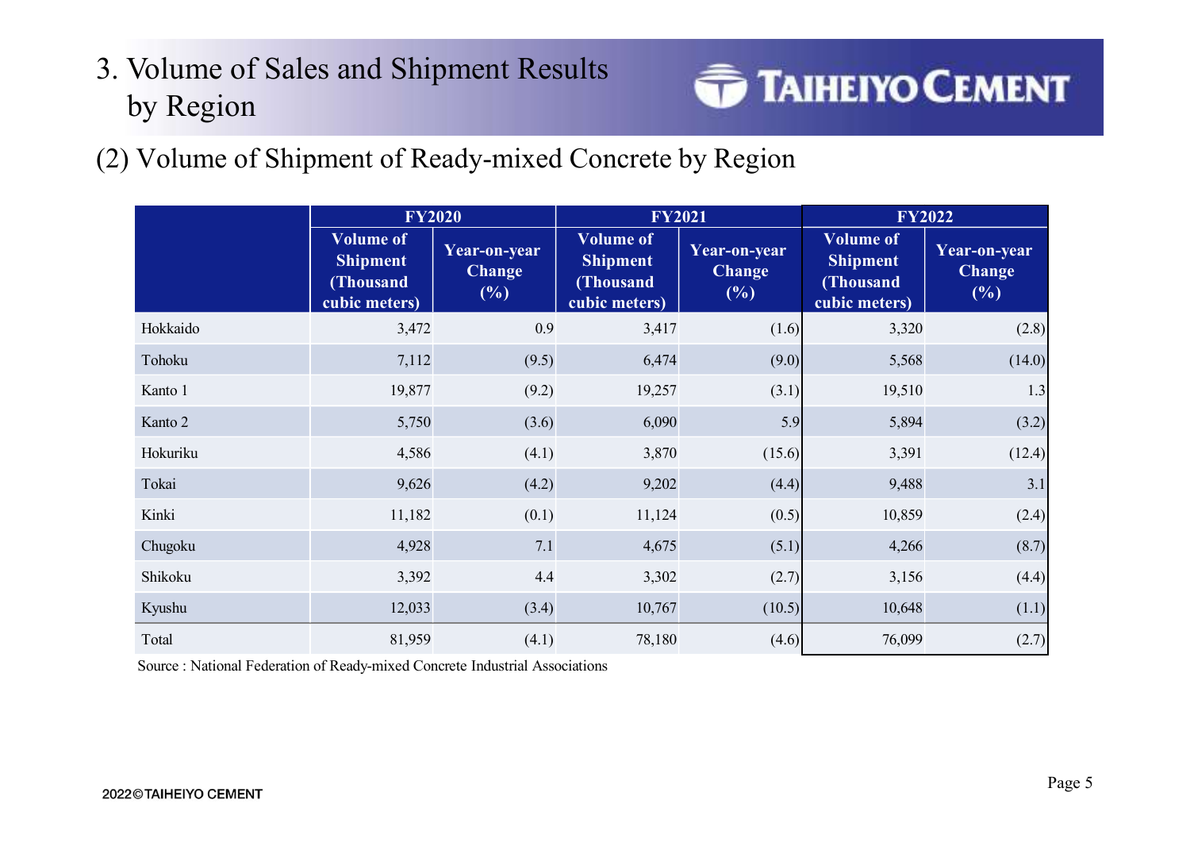# 3. Volume of Sales and Shipment Results by Region

## (2) Volume of Shipment of Ready-mixed Concrete by Region

| | FY2020 | | FY2021 | | FY2022 | |
|---|---|---|---|---|---|---|
| | Volume of Shipment (Thousand cubic meters) | Year-on-year Change (%) | Volume of Shipment (Thousand cubic meters) | Year-on-year Change (%) | Volume of Shipment (Thousand cubic meters) | Year-on-year Change (%) |
| Hokkaido | 3,472 | 0.9 | 3,417 | (1.6) | 3,320 | (2.8) |
| Tohoku | 7,112 | (9.5) | 6,474 | (9.0) | 5,568 | (14.0) |
| Kanto 1 | 19,877 | (9.2) | 19,257 | (3.1) | 19,510 | 1.3 |
| Kanto 2 | 5,750 | (3.6) | 6,090 | 5.9 | 5,894 | (3.2) |
| Hokuriku | 4,586 | (4.1) | 3,870 | (15.6) | 3,391 | (12.4) |
| Tokai | 9,626 | (4.2) | 9,202 | (4.4) | 9,488 | 3.1 |
| Kinki | 11,182 | (0.1) | 11,124 | (0.5) | 10,859 | (2.4) |
| Chugoku | 4,928 | 7.1 | 4,675 | (5.1) | 4,266 | (8.7) |
| Shikoku | 3,392 | 4.4 | 3,302 | (2.7) | 3,156 | (4.4) |
| Kyushu | 12,033 | (3.4) | 10,767 | (10.5) | 10,648 | (1.1) |
| Total | 81,959 | (4.1) | 78,180 | (4.6) | 76,099 | (2.7) |

Source : National Federation of Ready-mixed Concrete Industrial Associations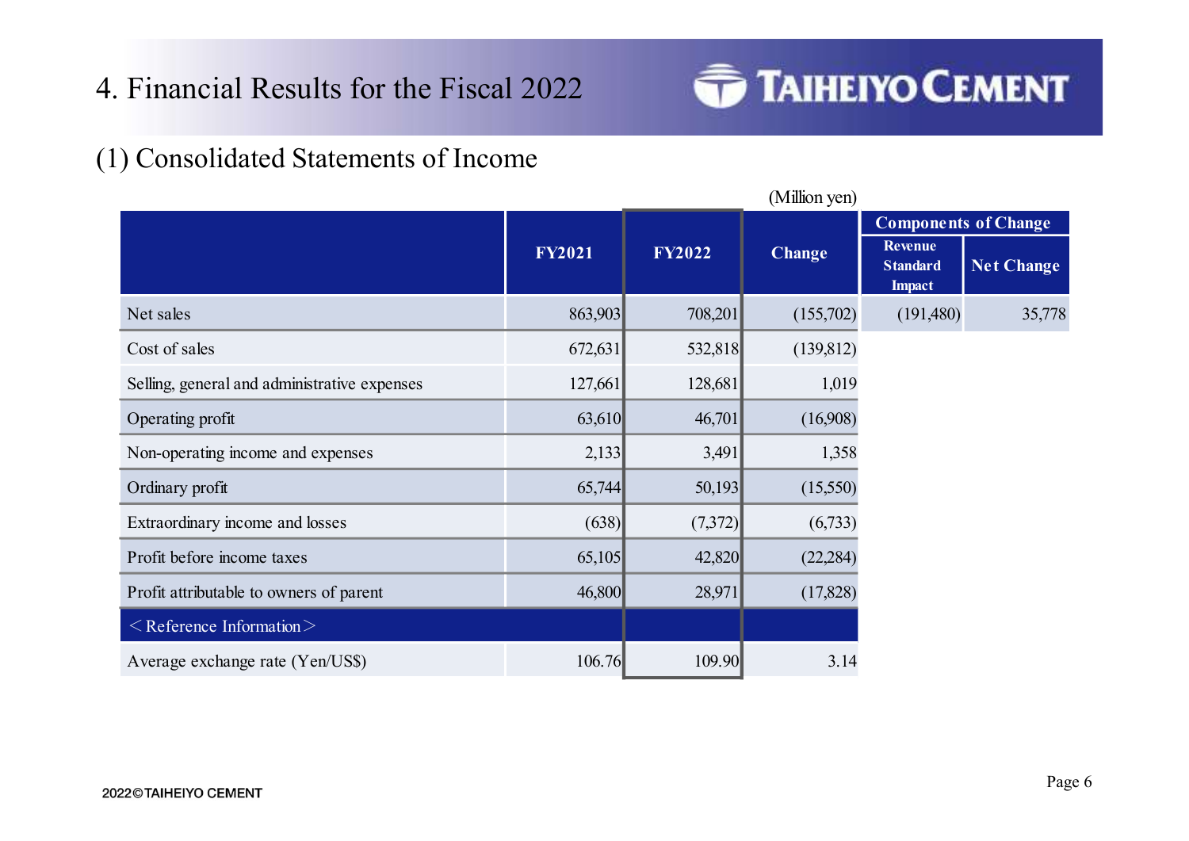# 4. Financial Results for the Fiscal 2022

## (1) Consolidated Statements of Income

(Million yen)

| | FY2021 | FY2022 | Change | Components of Change | |
|---|---|---|---|---|---|
| | | | | Revenue Standard Impact | Net Change |
| Net sales | 863,903 | 708,201 | (155,702) | (191,480) | 35,778 |
| Cost of sales | 672,631 | 532,818 | (139,812) | | |
| Selling, general and administrative expenses | 127,661 | 128,681 | 1,019 | | |
| Operating profit | 63,610 | 46,701 | (16,908) | | |
| Non-operating income and expenses | 2,133 | 3,491 | 1,358 | | |
| Ordinary profit | 65,744 | 50,193 | (15,550) | | |
| Extraordinary income and losses | (638) | (7,372) | (6,733) | | |
| Profit before income taxes | 65,105 | 42,820 | (22,284) | | |
| Profit attributable to owners of parent | 46,800 | 28,971 | (17,828) | | |
| ＜Reference Information＞ | | | | | |
| Average exchange rate (Yen/US$) | 106.76 | 109.90 | 3.14 | | |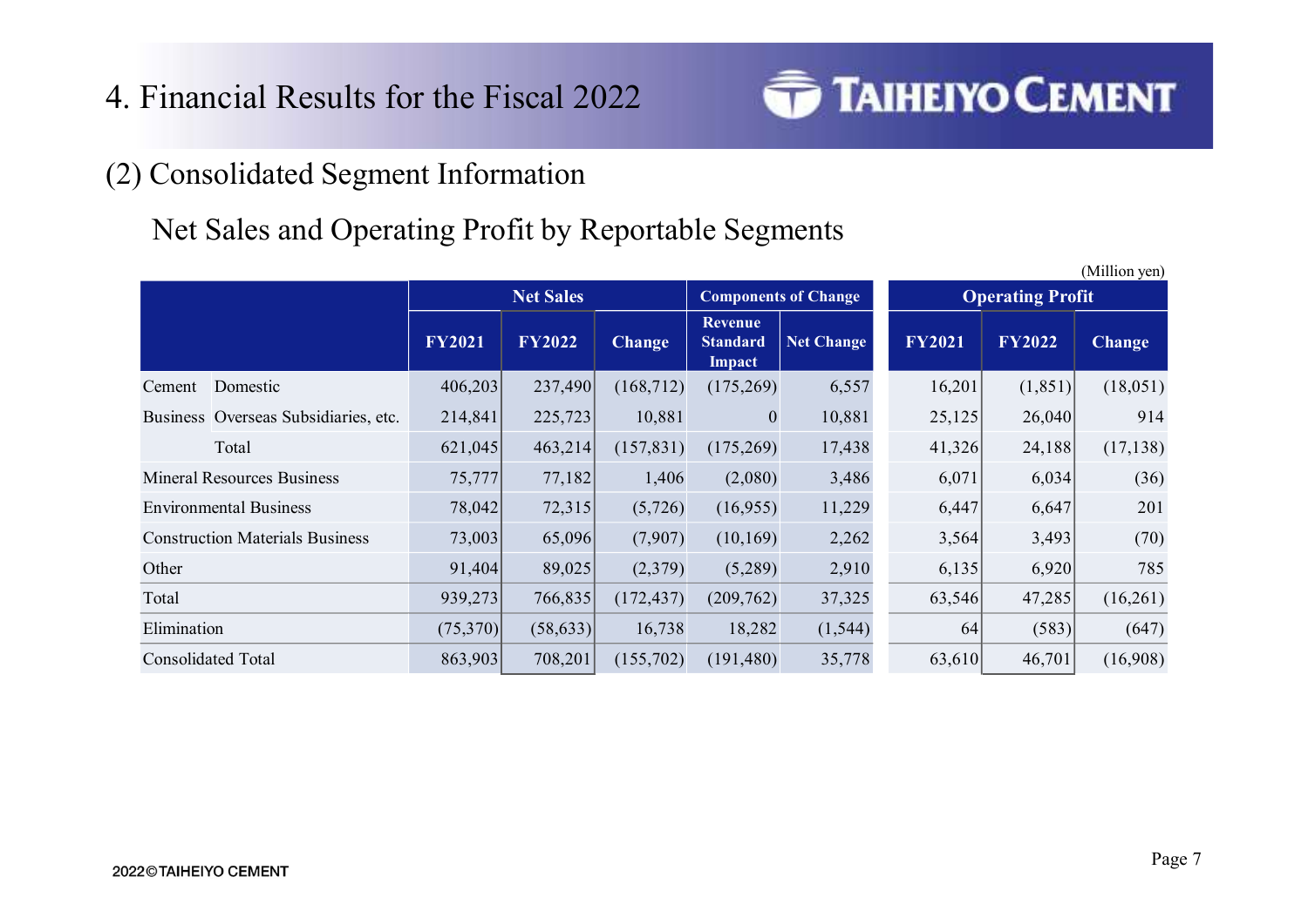# 4. Financial Results for the Fiscal 2022

## (2) Consolidated Segment Information

### Net Sales and Operating Profit by Reportable Segments

(Million yen)

| | | Net Sales | | | Components of Change | | Operating Profit | | |
|---|---|---|---|---|---|---|---|---|---|
| | | FY2021 | FY2022 | Change | Revenue Standard Impact | Net Change | FY2021 | FY2022 | Change |
| Cement Business | Domestic | 406,203 | 237,490 | (168,712) | (175,269) | 6,557 | 16,201 | (1,851) | (18,051) |
| | Overseas Subsidiaries, etc. | 214,841 | 225,723 | 10,881 | 0 | 10,881 | 25,125 | 26,040 | 914 |
| | Total | 621,045 | 463,214 | (157,831) | (175,269) | 17,438 | 41,326 | 24,188 | (17,138) |
| Mineral Resources Business | | 75,777 | 77,182 | 1,406 | (2,080) | 3,486 | 6,071 | 6,034 | (36) |
| Environmental Business | | 78,042 | 72,315 | (5,726) | (16,955) | 11,229 | 6,447 | 6,647 | 201 |
| Construction Materials Business | | 73,003 | 65,096 | (7,907) | (10,169) | 2,262 | 3,564 | 3,493 | (70) |
| Other | | 91,404 | 89,025 | (2,379) | (5,289) | 2,910 | 6,135 | 6,920 | 785 |
| Total | | 939,273 | 766,835 | (172,437) | (209,762) | 37,325 | 63,546 | 47,285 | (16,261) |
| Elimination | | (75,370) | (58,633) | 16,738 | 18,282 | (1,544) | 64 | (583) | (647) |
| Consolidated Total | | 863,903 | 708,201 | (155,702) | (191,480) | 35,778 | 63,610 | 46,701 | (16,908) |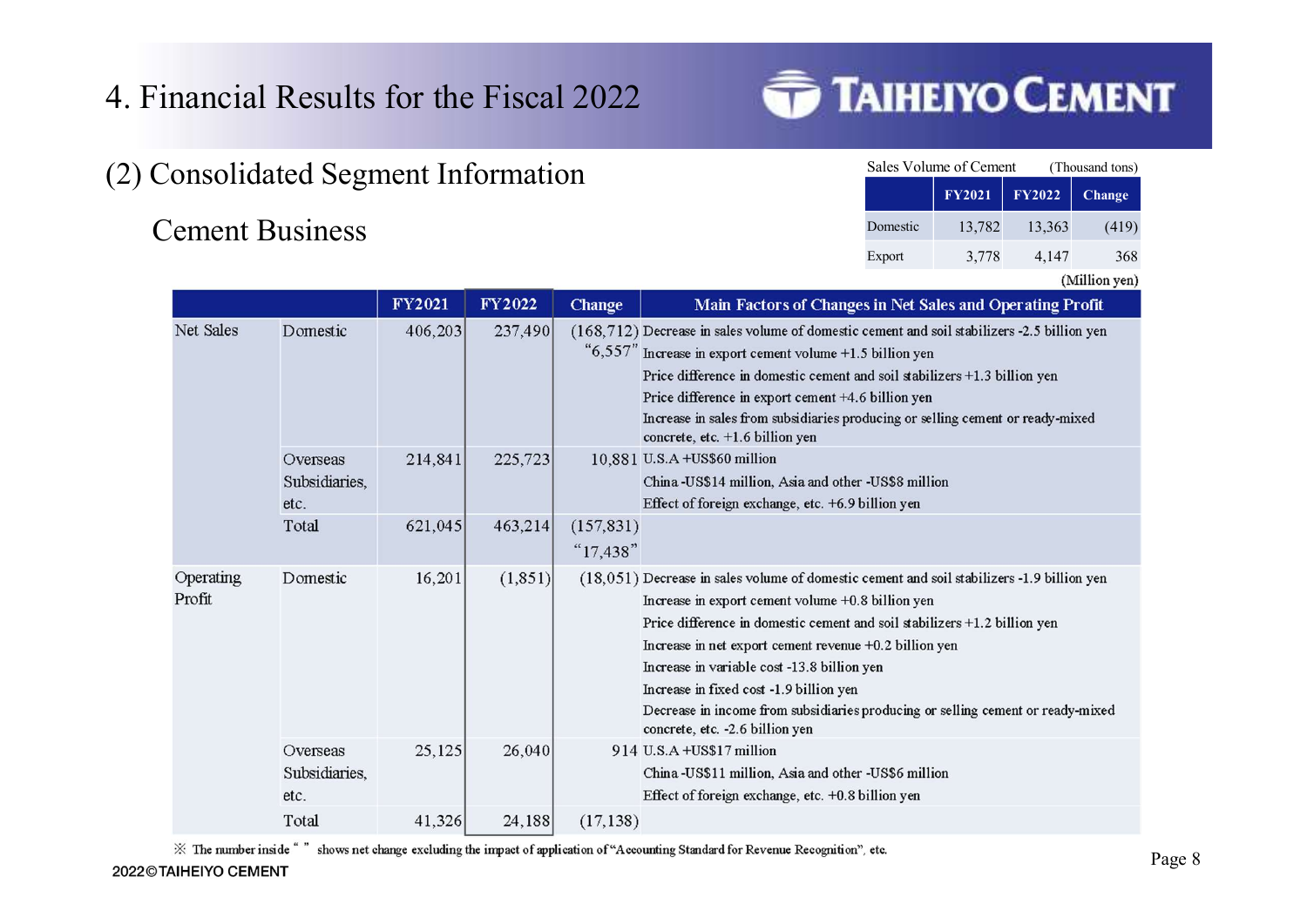# 4. Financial Results for the Fiscal 2022

## (2) Consolidated Segment Information

### Cement Business

Sales Volume of Cement (Thousand tons)

| | FY2021 | FY2022 | Change |
|---|---|---|---|
| Domestic | 13,782 | 13,363 | (419) |
| Export | 3,778 | 4,147 | 368 |

(Million yen)

| | | FY2021 | FY2022 | Change | Main Factors of Changes in Net Sales and Operating Profit |
|---|---|---|---|---|---|
| Net Sales | Domestic | 406,203 | 237,490 | (168,712) "6,557" | Decrease in sales volume of domestic cement and soil stabilizers -2.5 billion yen<br>Increase in export cement volume +1.5 billion yen<br>Price difference in domestic cement and soil stabilizers +1.3 billion yen<br>Price difference in export cement +4.6 billion yen<br>Increase in sales from subsidiaries producing or selling cement or ready-mixed concrete, etc. +1.6 billion yen |
| | Overseas Subsidiaries, etc. | 214,841 | 225,723 | 10,881 | U.S.A +US$60 million<br>China -US$14 million, Asia and other -US$8 million<br>Effect of foreign exchange, etc. +6.9 billion yen |
| | Total | 621,045 | 463,214 | (157,831) "17,438" | |
| Operating Profit | Domestic | 16,201 | (1,851) | (18,051) | Decrease in sales volume of domestic cement and soil stabilizers -1.9 billion yen<br>Increase in export cement volume +0.8 billion yen<br>Price difference in domestic cement and soil stabilizers +1.2 billion yen<br>Increase in net export cement revenue +0.2 billion yen<br>Increase in variable cost -13.8 billion yen<br>Increase in fixed cost -1.9 billion yen<br>Decrease in income from subsidiaries producing or selling cement or ready-mixed concrete, etc. -2.6 billion yen |
| | Overseas Subsidiaries, etc. | 25,125 | 26,040 | 914 | U.S.A +US$17 million<br>China -US$11 million, Asia and other -US$6 million<br>Effect of foreign exchange, etc. +0.8 billion yen |
| | Total | 41,326 | 24,188 | (17,138) | |

※ The number inside " " shows net change excluding the impact of application of "Accounting Standard for Revenue Recognition", etc.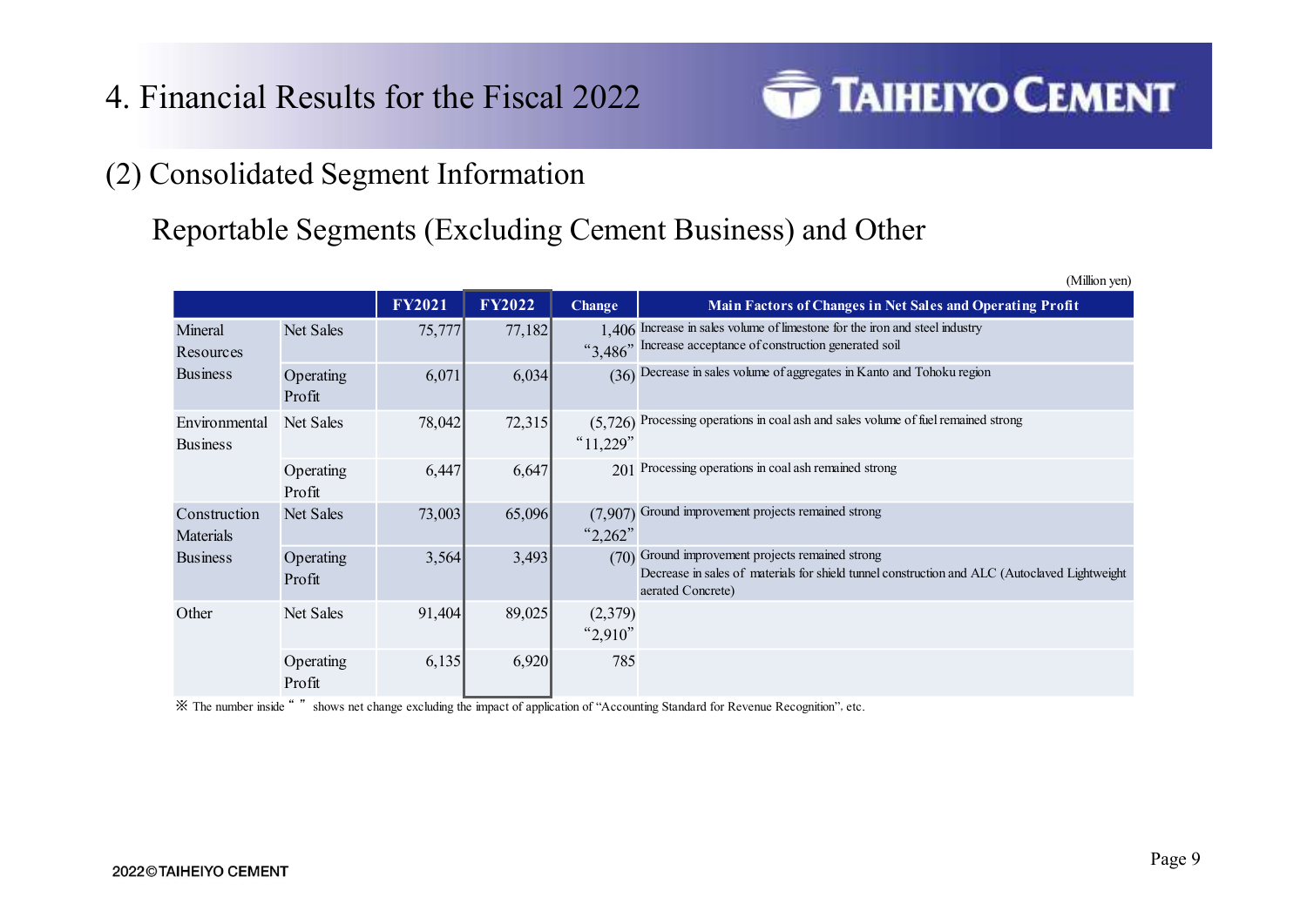# 4. Financial Results for the Fiscal 2022

## (2) Consolidated Segment Information

### Reportable Segments (Excluding Cement Business) and Other

(Million yen)

| | | FY2021 | FY2022 | Change | Main Factors of Changes in Net Sales and Operating Profit |
|---|---|---|---|---|---|
| Mineral Resources Business | Net Sales | 75,777 | 77,182 | 1,406 "3,486" | Increase in sales volume of limestone for the iron and steel industry<br>Increase acceptance of construction generated soil |
| | Operating Profit | 6,071 | 6,034 | (36) | Decrease in sales volume of aggregates in Kanto and Tohoku region |
| Environmental Business | Net Sales | 78,042 | 72,315 | (5,726) "11,229" | Processing operations in coal ash and sales volume of fuel remained strong |
| | Operating Profit | 6,447 | 6,647 | 201 | Processing operations in coal ash remained strong |
| Construction Materials Business | Net Sales | 73,003 | 65,096 | (7,907) "2,262" | Ground improvement projects remained strong |
| | Operating Profit | 3,564 | 3,493 | (70) | Ground improvement projects remained strong<br>Decrease in sales of materials for shield tunnel construction and ALC (Autoclaved Lightweight aerated Concrete) |
| Other | Net Sales | 91,404 | 89,025 | (2,379) "2,910" | |
| | Operating Profit | 6,135 | 6,920 | 785 | |

※ The number inside " " shows net change excluding the impact of application of "Accounting Standard for Revenue Recognition", etc.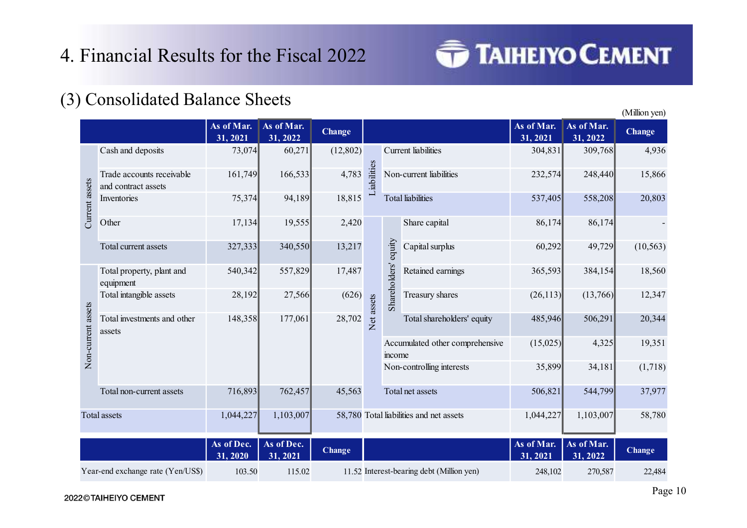# 4. Financial Results for the Fiscal 2022

## (3) Consolidated Balance Sheets

(Million yen)

| | | As of Mar. 31, 2021 | As of Mar. 31, 2022 | Change |
|---|---|---|---|---|
| Current assets | Cash and deposits | 73,074 | 60,271 | (12,802) |
| | Trade accounts receivable and contract assets | 161,749 | 166,533 | 4,783 |
| | Inventories | 75,374 | 94,189 | 18,815 |
| | Other | 17,134 | 19,555 | 2,420 |
| | Total current assets | 327,333 | 340,550 | 13,217 |
| Non-current assets | Total property, plant and equipment | 540,342 | 557,829 | 17,487 |
| | Total intangible assets | 28,192 | 27,566 | (626) |
| | Total investments and other assets | 148,358 | 177,061 | 28,702 |
| | Total non-current assets | 716,893 | 762,457 | 45,563 |
| Total assets | | 1,044,227 | 1,103,007 | 58,780 |

| | | | As of Mar. 31, 2021 | As of Mar. 31, 2022 | Change |
|---|---|---|---|---|---|
| Liabilities | Current liabilities | | 304,831 | 309,768 | 4,936 |
| | Non-current liabilities | | 232,574 | 248,440 | 15,866 |
| | Total liabilities | | 537,405 | 558,208 | 20,803 |
| Net assets | Shareholders' equity | Share capital | 86,174 | 86,174 | - |
| | | Capital surplus | 60,292 | 49,729 | (10,563) |
| | | Retained earnings | 365,593 | 384,154 | 18,560 |
| | | Treasury shares | (26,113) | (13,766) | 12,347 |
| | | Total shareholders' equity | 485,946 | 506,291 | 20,344 |
| | Accumulated other comprehensive income | | (15,025) | 4,325 | 19,351 |
| | Non-controlling interests | | 35,899 | 34,181 | (1,718) |
| | Total net assets | | 506,821 | 544,799 | 37,977 |
| Total liabilities and net assets | | | 1,044,227 | 1,103,007 | 58,780 |

| | As of Dec. 31, 2020 | As of Dec. 31, 2021 | Change |
|---|---|---|---|
| Year-end exchange rate (Yen/US$) | 103.50 | 115.02 | 11.52 |

| | As of Mar. 31, 2021 | As of Mar. 31, 2022 | Change |
|---|---|---|---|
| Interest-bearing debt (Million yen) | 248,102 | 270,587 | 22,484 |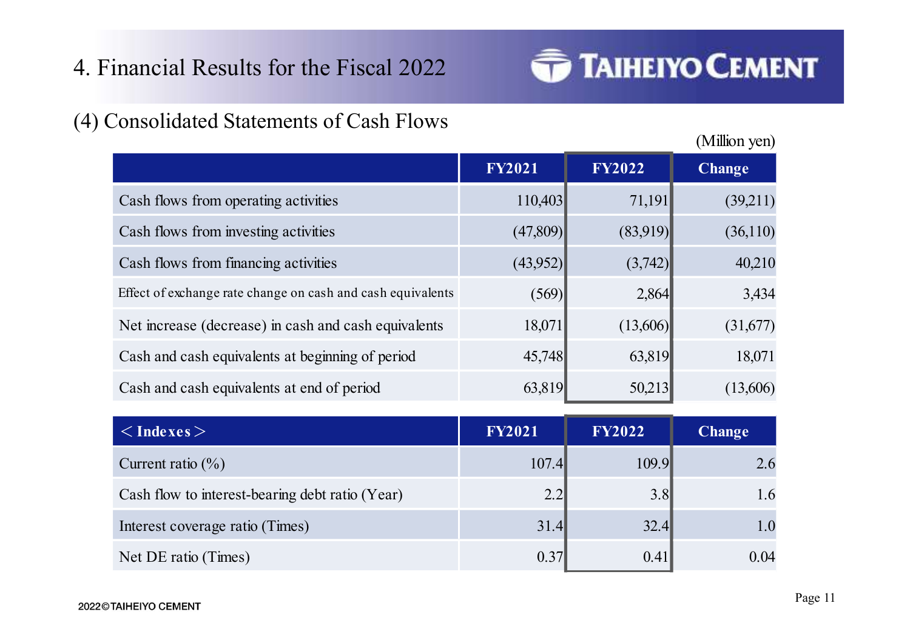# 4. Financial Results for the Fiscal 2022

## (4) Consolidated Statements of Cash Flows

(Million yen)

| | FY2021 | FY2022 | Change |
|---|---|---|---|
| Cash flows from operating activities | 110,403 | 71,191 | (39,211) |
| Cash flows from investing activities | (47,809) | (83,919) | (36,110) |
| Cash flows from financing activities | (43,952) | (3,742) | 40,210 |
| Effect of exchange rate change on cash and cash equivalents | (569) | 2,864 | 3,434 |
| Net increase (decrease) in cash and cash equivalents | 18,071 | (13,606) | (31,677) |
| Cash and cash equivalents at beginning of period | 45,748 | 63,819 | 18,071 |
| Cash and cash equivalents at end of period | 63,819 | 50,213 | (13,606) |

| ＜Indexes＞ | FY2021 | FY2022 | Change |
|---|---|---|---|
| Current ratio (%) | 107.4 | 109.9 | 2.6 |
| Cash flow to interest-bearing debt ratio (Year) | 2.2 | 3.8 | 1.6 |
| Interest coverage ratio (Times) | 31.4 | 32.4 | 1.0 |
| Net DE ratio (Times) | 0.37 | 0.41 | 0.04 |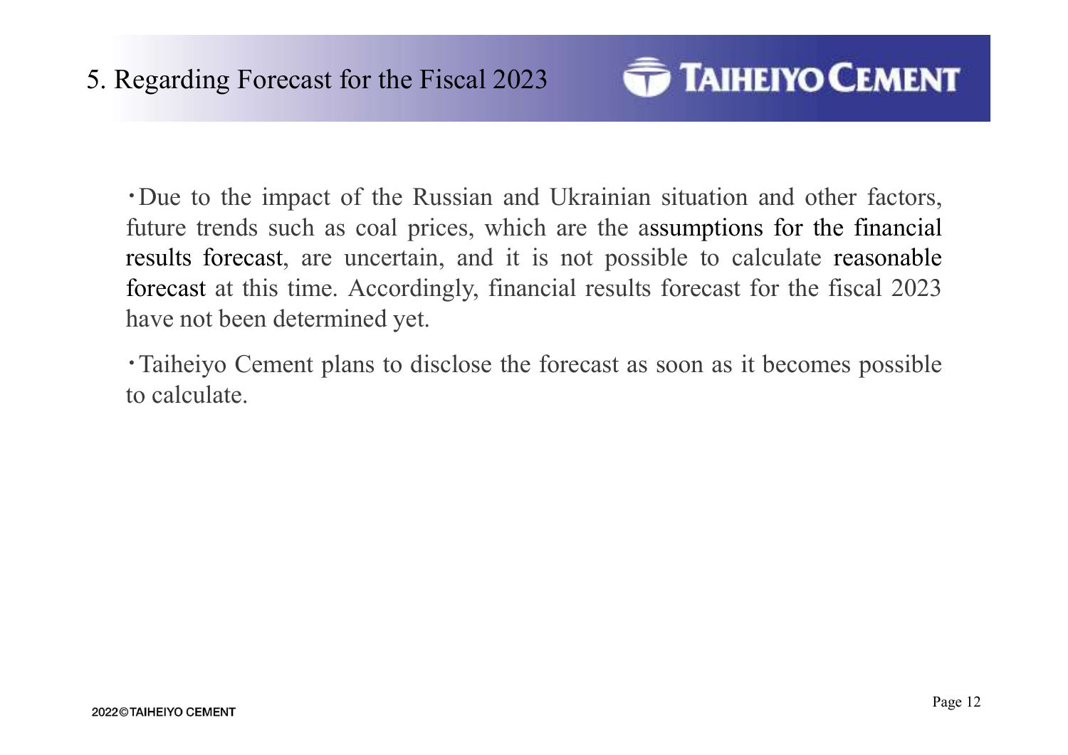# 5. Regarding Forecast for the Fiscal 2023

- Due to the impact of the Russian and Ukrainian situation and other factors, future trends such as coal prices, which are the assumptions for the financial results forecast, are uncertain, and it is not possible to calculate reasonable forecast at this time. Accordingly, financial results forecast for the fiscal 2023 have not been determined yet.
- Taiheiyo Cement plans to disclose the forecast as soon as it becomes possible to calculate.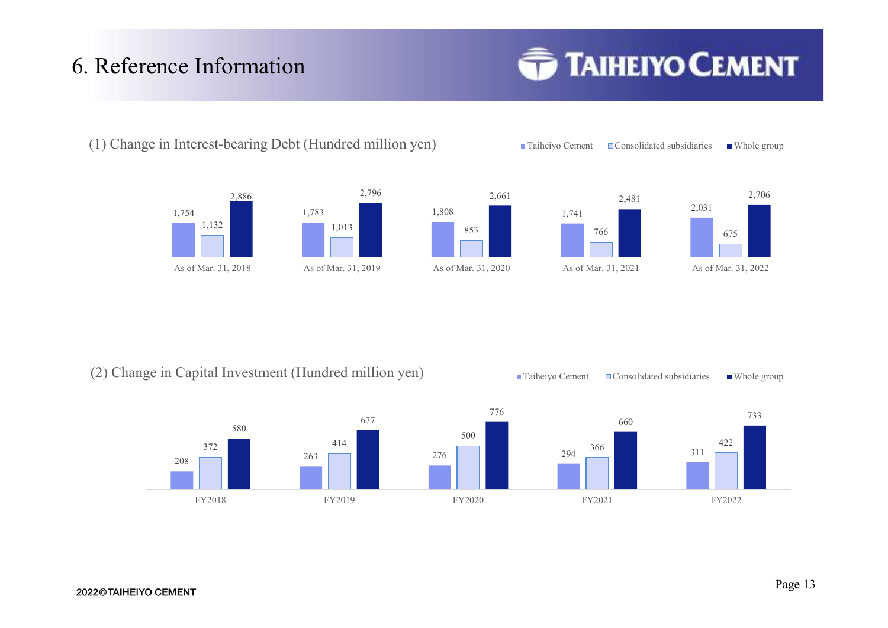# 6. Reference Information

## (1) Change in Interest-bearing Debt (Hundred million yen)

| | Taiheiyo Cement | Consolidated subsidiaries | Whole group |
|---|---|---|---|
| As of Mar. 31, 2018 | 1,754 | 1,132 | 2,886 |
| As of Mar. 31, 2019 | 1,783 | 1,013 | 2,796 |
| As of Mar. 31, 2020 | 1,808 | 853 | 2,661 |
| As of Mar. 31, 2021 | 1,741 | 766 | 2,481 |
| As of Mar. 31, 2022 | 2,031 | 675 | 2,706 |

## (2) Change in Capital Investment (Hundred million yen)

| | Taiheiyo Cement | Consolidated subsidiaries | Whole group |
|---|---|---|---|
| FY2018 | 208 | 372 | 580 |
| FY2019 | 263 | 414 | 677 |
| FY2020 | 276 | 500 | 776 |
| FY2021 | 294 | 366 | 660 |
| FY2022 | 311 | 422 | 733 |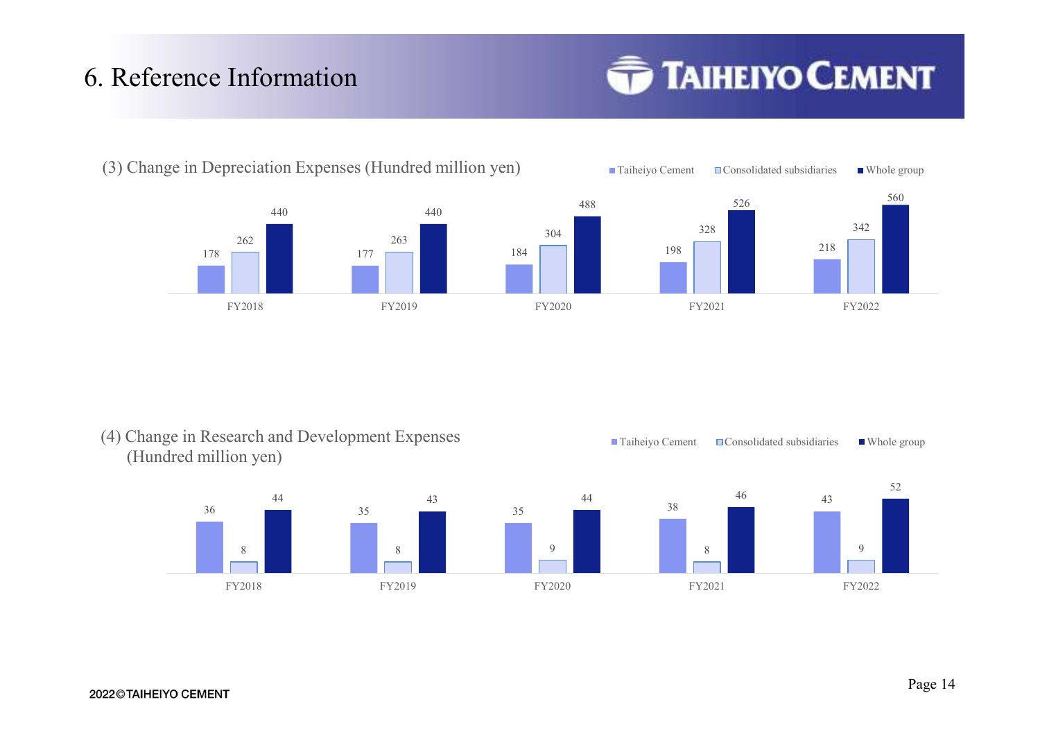# 6. Reference Information

## (3) Change in Depreciation Expenses (Hundred million yen)

| | FY2018 | FY2019 | FY2020 | FY2021 | FY2022 |
|---|---|---|---|---|---|
| Taiheiyo Cement | 178 | 177 | 184 | 198 | 218 |
| Consolidated subsidiaries | 262 | 263 | 304 | 328 | 342 |
| Whole group | 440 | 440 | 488 | 526 | 560 |

## (4) Change in Research and Development Expenses (Hundred million yen)

| | FY2018 | FY2019 | FY2020 | FY2021 | FY2022 |
|---|---|---|---|---|---|
| Taiheiyo Cement | 36 | 35 | 35 | 38 | 43 |
| Consolidated subsidiaries | 8 | 8 | 9 | 8 | 9 |
| Whole group | 44 | 43 | 44 | 46 | 52 |

2022©TAIHEIYO CEMENT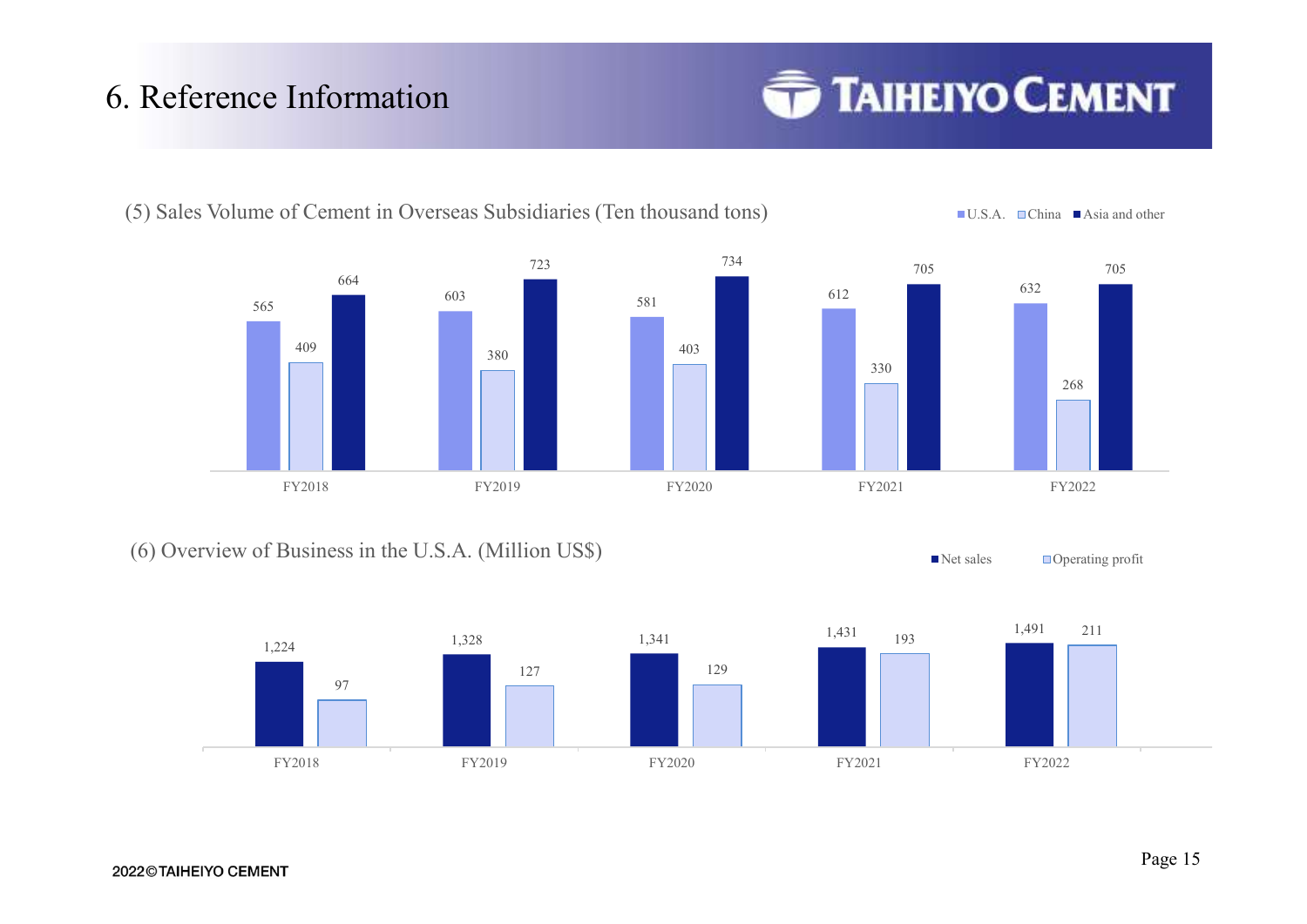# 6. Reference Information

## (5) Sales Volume of Cement in Overseas Subsidiaries (Ten thousand tons)

| | FY2018 | FY2019 | FY2020 | FY2021 | FY2022 |
|---|---|---|---|---|---|
| U.S.A. | 565 | 603 | 581 | 612 | 632 |
| China | 409 | 380 | 403 | 330 | 268 |
| Asia and other | 664 | 723 | 734 | 705 | 705 |

## (6) Overview of Business in the U.S.A. (Million US$)

| | FY2018 | FY2019 | FY2020 | FY2021 | FY2022 |
|---|---|---|---|---|---|
| Net sales | 1,224 | 1,328 | 1,341 | 1,431 | 1,491 |
| Operating profit | 97 | 127 | 129 | 193 | 211 |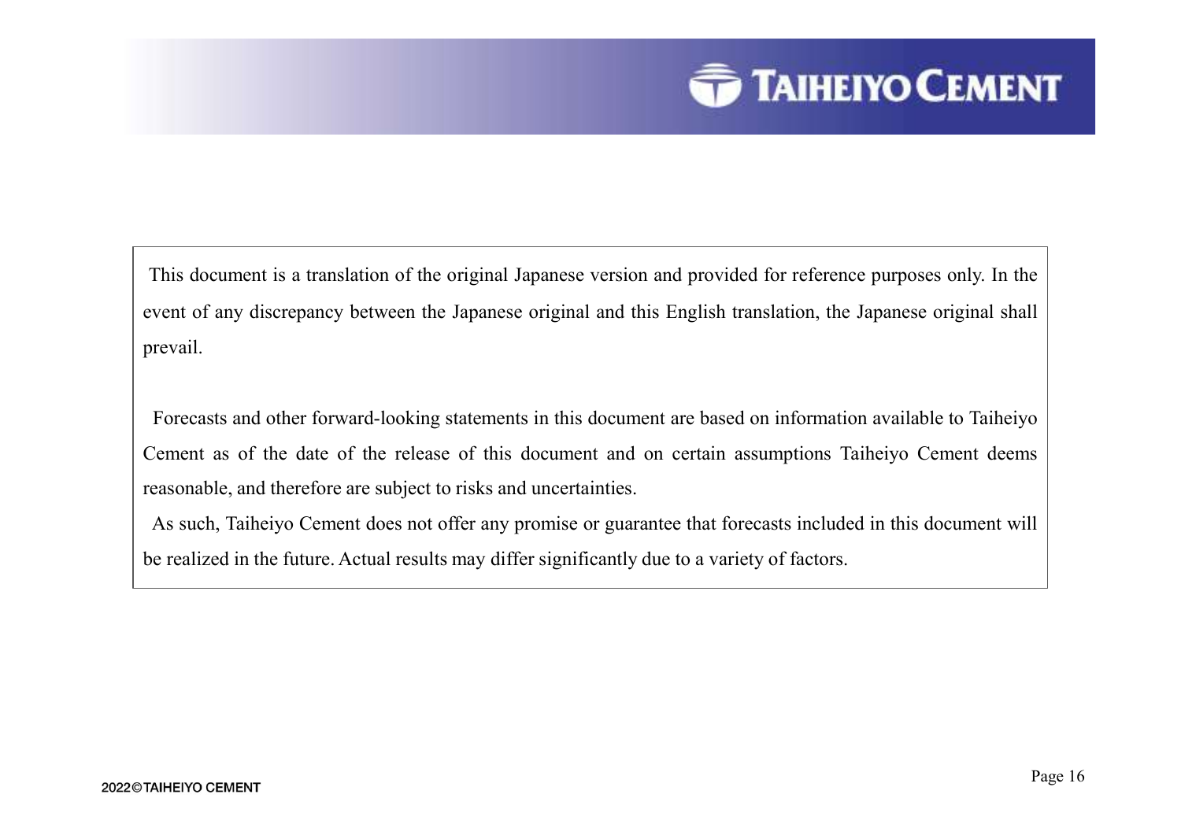This document is a translation of the original Japanese version and provided for reference purposes only. In the event of any discrepancy between the Japanese original and this English translation, the Japanese original shall prevail.

Forecasts and other forward-looking statements in this document are based on information available to Taiheiyo Cement as of the date of the release of this document and on certain assumptions Taiheiyo Cement deems reasonable, and therefore are subject to risks and uncertainties.

As such, Taiheiyo Cement does not offer any promise or guarantee that forecasts included in this document will be realized in the future. Actual results may differ significantly due to a variety of factors.